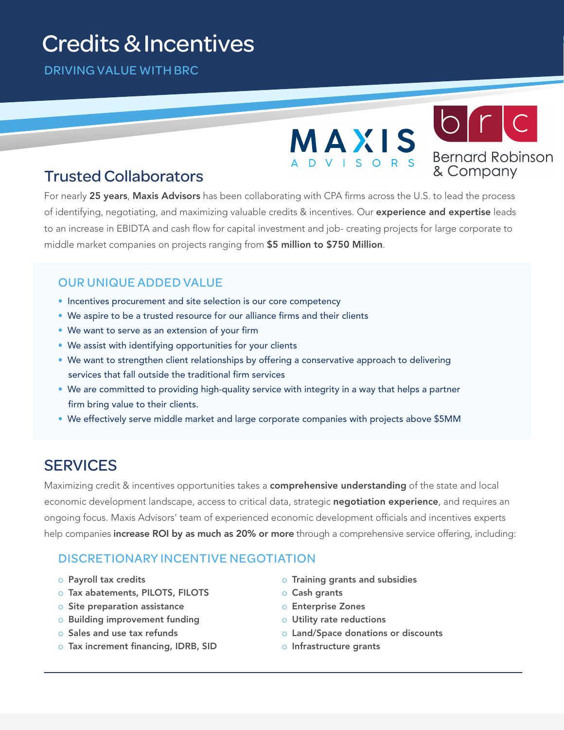# Credits & Incentives

DRIVING VALUE WITH BRC

MAXIS ADVISORS

brc Bernard Robinson & Company

## Trusted Collaborators

For nearly **25 years**, **Maxis Advisors** has been collaborating with CPA firms across the U.S. to lead the process of identifying, negotiating, and maximizing valuable credits & incentives. Our **experience and expertise** leads to an increase in EBIDTA and cash flow for capital investment and job- creating projects for large corporate to middle market companies on projects ranging from **$5 million to $750 Million**.

### OUR UNIQUE ADDED VALUE

- Incentives procurement and site selection is our core competency
- We aspire to be a trusted resource for our alliance firms and their clients
- We want to serve as an extension of your firm
- We assist with identifying opportunities for your clients
- We want to strengthen client relationships by offering a conservative approach to delivering services that fall outside the traditional firm services
- We are committed to providing high-quality service with integrity in a way that helps a partner firm bring value to their clients.
- We effectively serve middle market and large corporate companies with projects above $5MM

## SERVICES

Maximizing credit & incentives opportunities takes a **comprehensive understanding** of the state and local economic development landscape, access to critical data, strategic **negotiation experience**, and requires an ongoing focus. Maxis Advisors' team of experienced economic development officials and incentives experts help companies **increase ROI by as much as 20% or more** through a comprehensive service offering, including:

### DISCRETIONARY INCENTIVE NEGOTIATION

- **Payroll tax credits**
- **Tax abatements, PILOTS, FILOTS**
- **Site preparation assistance**
- **Building improvement funding**
- **Sales and use tax refunds**
- **Tax increment financing, IDRB, SID**
- **Training grants and subsidies**
- **Cash grants**
- **Enterprise Zones**
- **Utility rate reductions**
- **Land/Space donations or discounts**
- **Infrastructure grants**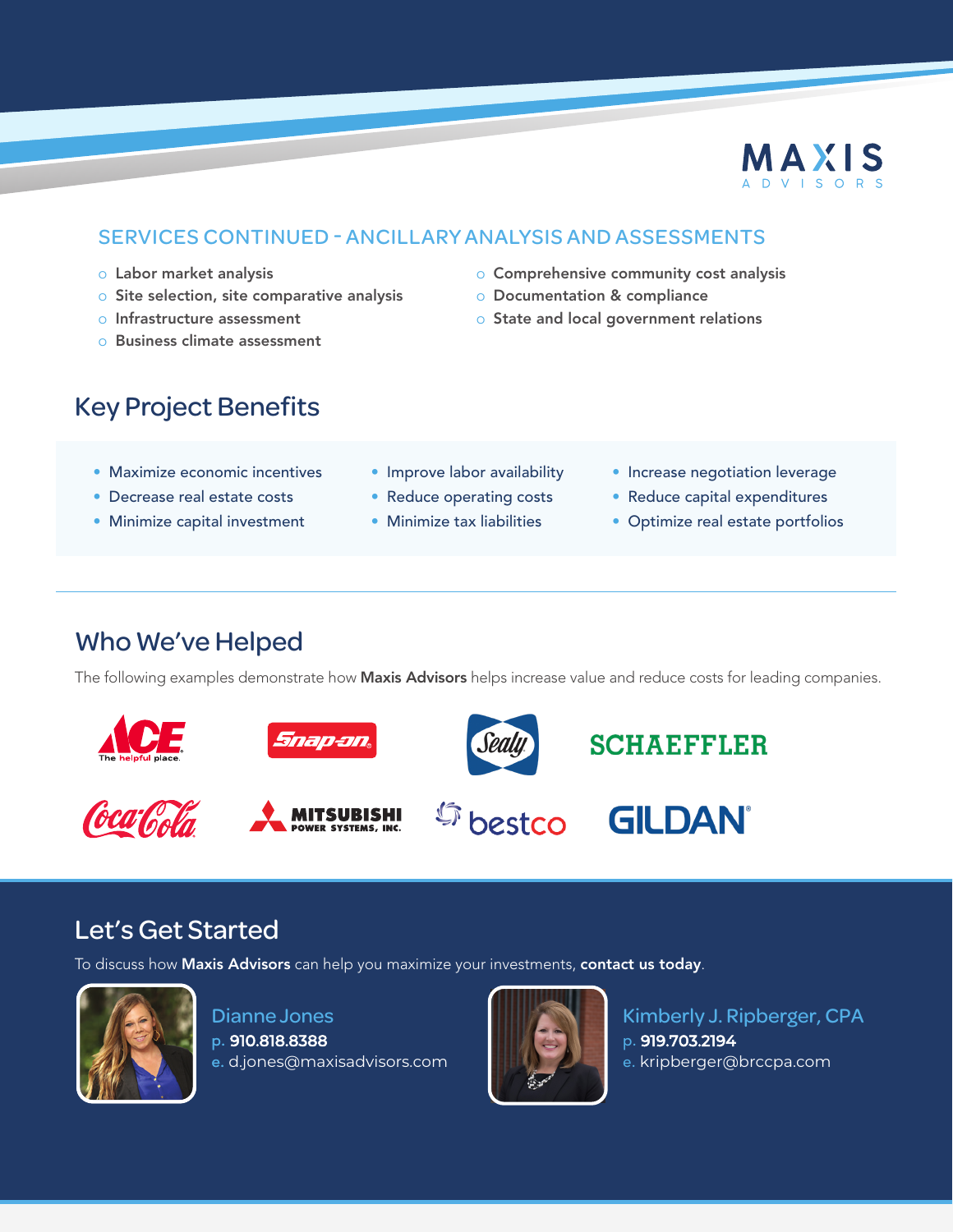## SERVICES CONTINUED - ANCILLARY ANALYSIS AND ASSESSMENTS

- Labor market analysis
- Site selection, site comparative analysis
- Infrastructure assessment
- Business climate assessment
- Comprehensive community cost analysis
- Documentation & compliance
- State and local government relations

## Key Project Benefits

- Maximize economic incentives
- Decrease real estate costs
- Minimize capital investment
- Improve labor availability
- Reduce operating costs
- Minimize tax liabilities
- Increase negotiation leverage
- Reduce capital expenditures
- Optimize real estate portfolios

## Who We've Helped

The following examples demonstrate how **Maxis Advisors** helps increase value and reduce costs for leading companies.

## Let's Get Started

To discuss how **Maxis Advisors** can help you maximize your investments, **contact us today**.

**Dianne Jones**
p. **910.818.8388**
e. d.jones@maxisadvisors.com

**Kimberly J. Ripberger, CPA**
p. **919.703.2194**
e. kripberger@brccpa.com